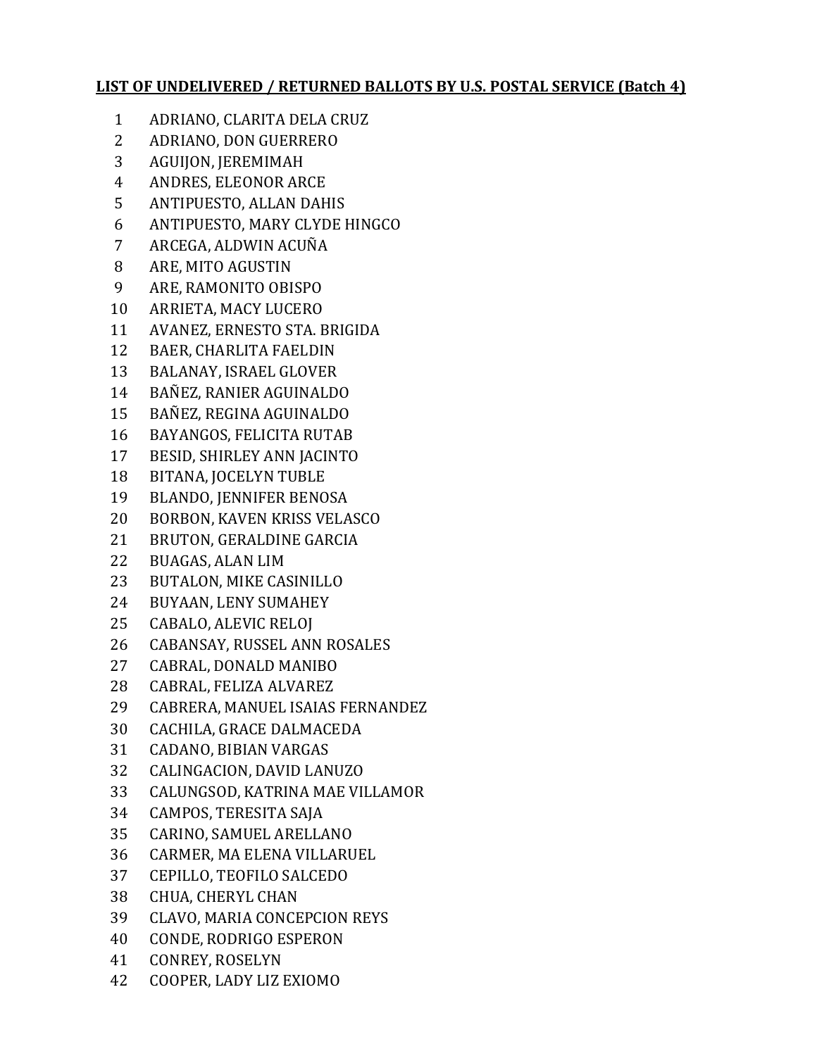**LIST OF UNDELIVERED / RETURNED BALLOTS BY U.S. POSTAL SERVICE (Batch 4)**

1. ADRIANO, CLARITA DELA CRUZ
2. ADRIANO, DON GUERRERO
3. AGUIJON, JEREMIMAH
4. ANDRES, ELEONOR ARCE
5. ANTIPUESTO, ALLAN DAHIS
6. ANTIPUESTO, MARY CLYDE HINGCO
7. ARCEGA, ALDWIN ACUÑA
8. ARE, MITO AGUSTIN
9. ARE, RAMONITO OBISPO
10. ARRIETA, MACY LUCERO
11. AVANEZ, ERNESTO STA. BRIGIDA
12. BAER, CHARLITA FAELDIN
13. BALANAY, ISRAEL GLOVER
14. BAÑEZ, RANIER AGUINALDO
15. BAÑEZ, REGINA AGUINALDO
16. BAYANGOS, FELICITA RUTAB
17. BESID, SHIRLEY ANN JACINTO
18. BITANA, JOCELYN TUBLE
19. BLANDO, JENNIFER BENOSA
20. BORBON, KAVEN KRISS VELASCO
21. BRUTON, GERALDINE GARCIA
22. BUAGAS, ALAN LIM
23. BUTALON, MIKE CASINILLO
24. BUYAAN, LENY SUMAHEY
25. CABALO, ALEVIC RELOJ
26. CABANSAY, RUSSEL ANN ROSALES
27. CABRAL, DONALD MANIBO
28. CABRAL, FELIZA ALVAREZ
29. CABRERA, MANUEL ISAIAS FERNANDEZ
30. CACHILA, GRACE DALMACEDA
31. CADANO, BIBIAN VARGAS
32. CALINGACION, DAVID LANUZO
33. CALUNGSOD, KATRINA MAE VILLAMOR
34. CAMPOS, TERESITA SAJA
35. CARINO, SAMUEL ARELLANO
36. CARMER, MA ELENA VILLARUEL
37. CEPILLO, TEOFILO SALCEDO
38. CHUA, CHERYL CHAN
39. CLAVO, MARIA CONCEPCION REYS
40. CONDE, RODRIGO ESPERON
41. CONREY, ROSELYN
42. COOPER, LADY LIZ EXIOMO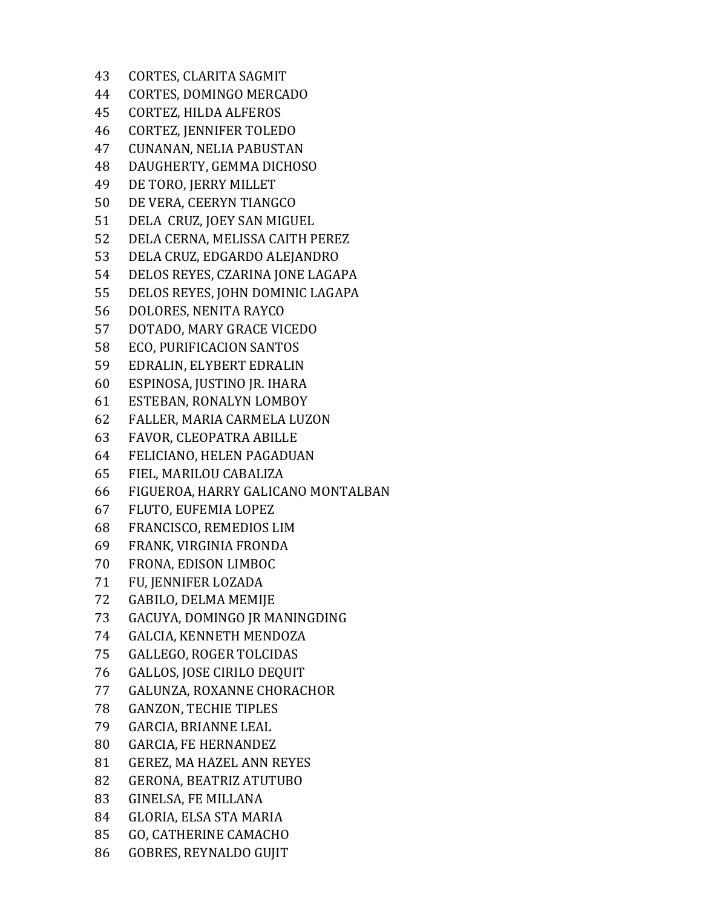43 CORTES, CLARITA SAGMIT
44 CORTES, DOMINGO MERCADO
45 CORTEZ, HILDA ALFEROS
46 CORTEZ, JENNIFER TOLEDO
47 CUNANAN, NELIA PABUSTAN
48 DAUGHERTY, GEMMA DICHOSO
49 DE TORO, JERRY MILLET
50 DE VERA, CEERYN TIANGCO
51 DELA CRUZ, JOEY SAN MIGUEL
52 DELA CERNA, MELISSA CAITH PEREZ
53 DELA CRUZ, EDGARDO ALEJANDRO
54 DELOS REYES, CZARINA JONE LAGAPA
55 DELOS REYES, JOHN DOMINIC LAGAPA
56 DOLORES, NENITA RAYCO
57 DOTADO, MARY GRACE VICEDO
58 ECO, PURIFICACION SANTOS
59 EDRALIN, ELYBERT EDRALIN
60 ESPINOSA, JUSTINO JR. IHARA
61 ESTEBAN, RONALYN LOMBOY
62 FALLER, MARIA CARMELA LUZON
63 FAVOR, CLEOPATRA ABILLE
64 FELICIANO, HELEN PAGADUAN
65 FIEL, MARILOU CABALIZA
66 FIGUEROA, HARRY GALICANO MONTALBAN
67 FLUTO, EUFEMIA LOPEZ
68 FRANCISCO, REMEDIOS LIM
69 FRANK, VIRGINIA FRONDA
70 FRONA, EDISON LIMBOC
71 FU, JENNIFER LOZADA
72 GABILO, DELMA MEMIJE
73 GACUYA, DOMINGO JR MANINGDING
74 GALCIA, KENNETH MENDOZA
75 GALLEGO, ROGER TOLCIDAS
76 GALLOS, JOSE CIRILO DEQUIT
77 GALUNZA, ROXANNE CHORACHOR
78 GANZON, TECHIE TIPLES
79 GARCIA, BRIANNE LEAL
80 GARCIA, FE HERNANDEZ
81 GEREZ, MA HAZEL ANN REYES
82 GERONA, BEATRIZ ATUTUBO
83 GINELSA, FE MILLANA
84 GLORIA, ELSA STA MARIA
85 GO, CATHERINE CAMACHO
86 GOBRES, REYNALDO GUJIT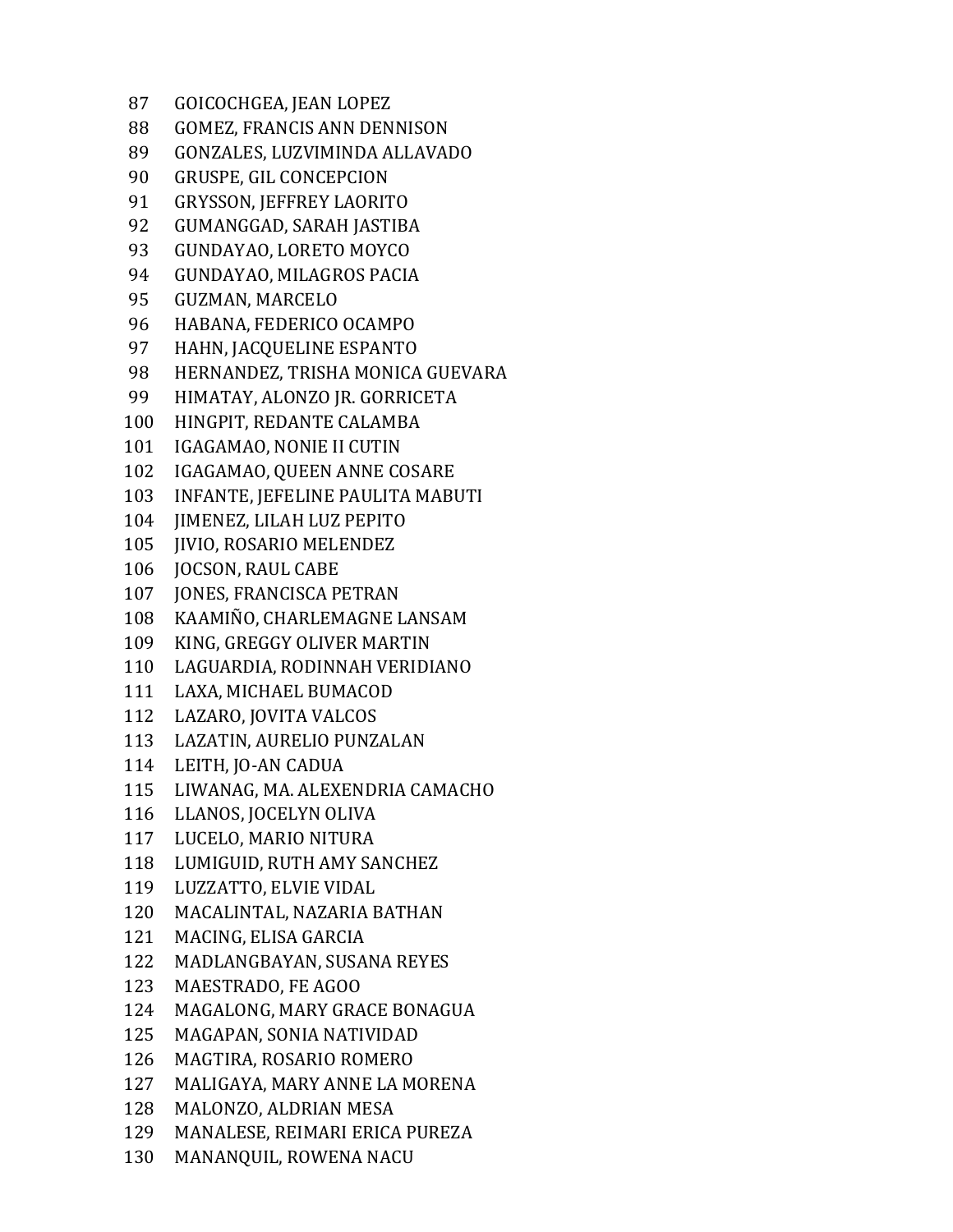87 GOICOCHGEA, JEAN LOPEZ
88 GOMEZ, FRANCIS ANN DENNISON
89 GONZALES, LUZVIMINDA ALLAVADO
90 GRUSPE, GIL CONCEPCION
91 GRYSSON, JEFFREY LAORITO
92 GUMANGGAD, SARAH JASTIBA
93 GUNDAYAO, LORETO MOYCO
94 GUNDAYAO, MILAGROS PACIA
95 GUZMAN, MARCELO
96 HABANA, FEDERICO OCAMPO
97 HAHN, JACQUELINE ESPANTO
98 HERNANDEZ, TRISHA MONICA GUEVARA
99 HIMATAY, ALONZO JR. GORRICETA
100 HINGPIT, REDANTE CALAMBA
101 IGAGAMAO, NONIE II CUTIN
102 IGAGAMAO, QUEEN ANNE COSARE
103 INFANTE, JEFELINE PAULITA MABUTI
104 JIMENEZ, LILAH LUZ PEPITO
105 JIVIO, ROSARIO MELENDEZ
106 JOCSON, RAUL CABE
107 JONES, FRANCISCA PETRAN
108 KAAMIÑO, CHARLEMAGNE LANSAM
109 KING, GREGGY OLIVER MARTIN
110 LAGUARDIA, RODINNAH VERIDIANO
111 LAXA, MICHAEL BUMACOD
112 LAZARO, JOVITA VALCOS
113 LAZATIN, AURELIO PUNZALAN
114 LEITH, JO-AN CADUA
115 LIWANAG, MA. ALEXENDRIA CAMACHO
116 LLANOS, JOCELYN OLIVA
117 LUCELO, MARIO NITURA
118 LUMIGUID, RUTH AMY SANCHEZ
119 LUZZATTO, ELVIE VIDAL
120 MACALINTAL, NAZARIA BATHAN
121 MACING, ELISA GARCIA
122 MADLANGBAYAN, SUSANA REYES
123 MAESTRADO, FE AGOO
124 MAGALONG, MARY GRACE BONAGUA
125 MAGAPAN, SONIA NATIVIDAD
126 MAGTIRA, ROSARIO ROMERO
127 MALIGAYA, MARY ANNE LA MORENA
128 MALONZO, ALDRIAN MESA
129 MANALESE, REIMARI ERICA PUREZA
130 MANANQUIL, ROWENA NACU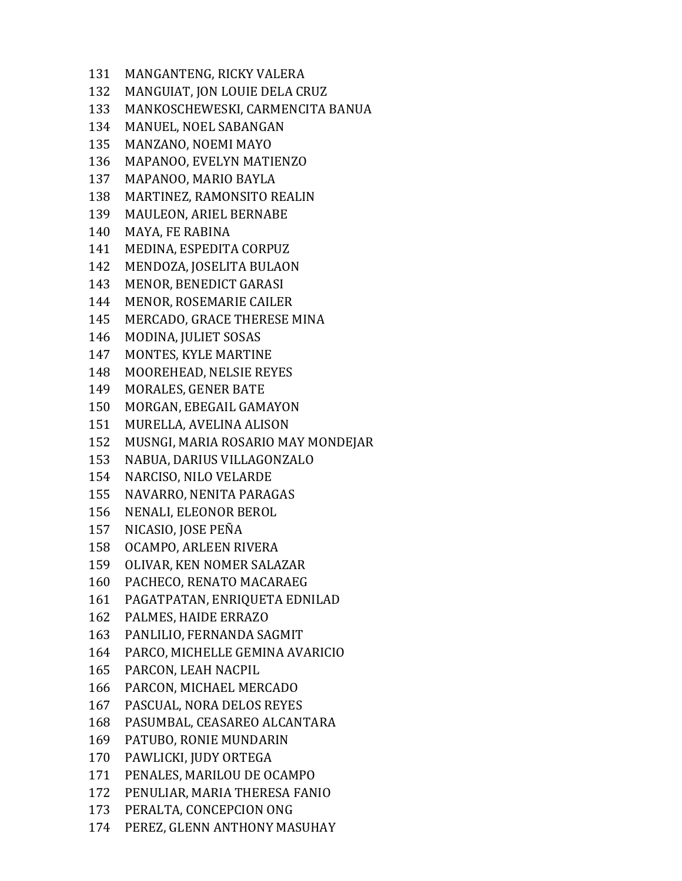131 MANGANTENG, RICKY VALERA
132 MANGUIAT, JON LOUIE DELA CRUZ
133 MANKOSCHEWESKI, CARMENCITA BANUA
134 MANUEL, NOEL SABANGAN
135 MANZANO, NOEMI MAYO
136 MAPANOO, EVELYN MATIENZO
137 MAPANOO, MARIO BAYLA
138 MARTINEZ, RAMONSITO REALIN
139 MAULEON, ARIEL BERNABE
140 MAYA, FE RABINA
141 MEDINA, ESPEDITA CORPUZ
142 MENDOZA, JOSELITA BULAON
143 MENOR, BENEDICT GARASI
144 MENOR, ROSEMARIE CAILER
145 MERCADO, GRACE THERESE MINA
146 MODINA, JULIET SOSAS
147 MONTES, KYLE MARTINE
148 MOOREHEAD, NELSIE REYES
149 MORALES, GENER BATE
150 MORGAN, EBEGAIL GAMAYON
151 MURELLA, AVELINA ALISON
152 MUSNGI, MARIA ROSARIO MAY MONDEJAR
153 NABUA, DARIUS VILLAGONZALO
154 NARCISO, NILO VELARDE
155 NAVARRO, NENITA PARAGAS
156 NENALI, ELEONOR BEROL
157 NICASIO, JOSE PEÑA
158 OCAMPO, ARLEEN RIVERA
159 OLIVAR, KEN NOMER SALAZAR
160 PACHECO, RENATO MACARAEG
161 PAGATPATAN, ENRIQUETA EDNILAD
162 PALMES, HAIDE ERRAZO
163 PANLILIO, FERNANDA SAGMIT
164 PARCO, MICHELLE GEMINA AVARICIO
165 PARCON, LEAH NACPIL
166 PARCON, MICHAEL MERCADO
167 PASCUAL, NORA DELOS REYES
168 PASUMBAL, CEASAREO ALCANTARA
169 PATUBO, RONIE MUNDARIN
170 PAWLICKI, JUDY ORTEGA
171 PENALES, MARILOU DE OCAMPO
172 PENULIAR, MARIA THERESA FANIO
173 PERALTA, CONCEPCION ONG
174 PEREZ, GLENN ANTHONY MASUHAY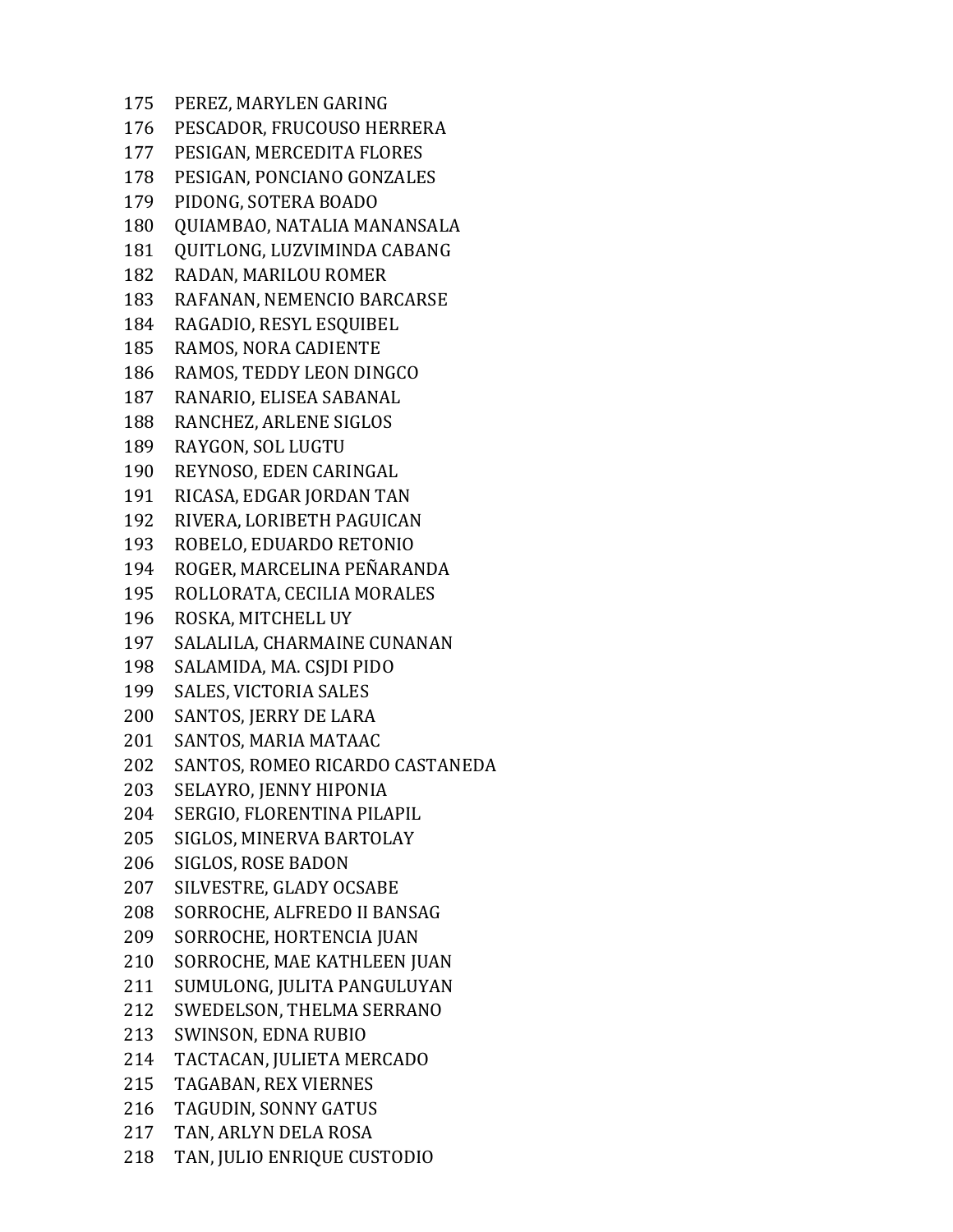175 PEREZ, MARYLEN GARING
176 PESCADOR, FRUCOUSO HERRERA
177 PESIGAN, MERCEDITA FLORES
178 PESIGAN, PONCIANO GONZALES
179 PIDONG, SOTERA BOADO
180 QUIAMBAO, NATALIA MANANSALA
181 QUITLONG, LUZVIMINDA CABANG
182 RADAN, MARILOU ROMER
183 RAFANAN, NEMENCIO BARCARSE
184 RAGADIO, RESYL ESQUIBEL
185 RAMOS, NORA CADIENTE
186 RAMOS, TEDDY LEON DINGCO
187 RANARIO, ELISEA SABANAL
188 RANCHEZ, ARLENE SIGLOS
189 RAYGON, SOL LUGTU
190 REYNOSO, EDEN CARINGAL
191 RICASA, EDGAR JORDAN TAN
192 RIVERA, LORIBETH PAGUICAN
193 ROBELO, EDUARDO RETONIO
194 ROGER, MARCELINA PEÑARANDA
195 ROLLORATA, CECILIA MORALES
196 ROSKA, MITCHELL UY
197 SALALILA, CHARMAINE CUNANAN
198 SALAMIDA, MA. CSJDI PIDO
199 SALES, VICTORIA SALES
200 SANTOS, JERRY DE LARA
201 SANTOS, MARIA MATAAC
202 SANTOS, ROMEO RICARDO CASTANEDA
203 SELAYRO, JENNY HIPONIA
204 SERGIO, FLORENTINA PILAPIL
205 SIGLOS, MINERVA BARTOLAY
206 SIGLOS, ROSE BADON
207 SILVESTRE, GLADY OCSABE
208 SORROCHE, ALFREDO II BANSAG
209 SORROCHE, HORTENCIA JUAN
210 SORROCHE, MAE KATHLEEN JUAN
211 SUMULONG, JULITA PANGULUYAN
212 SWEDELSON, THELMA SERRANO
213 SWINSON, EDNA RUBIO
214 TACTACAN, JULIETA MERCADO
215 TAGABAN, REX VIERNES
216 TAGUDIN, SONNY GATUS
217 TAN, ARLYN DELA ROSA
218 TAN, JULIO ENRIQUE CUSTODIO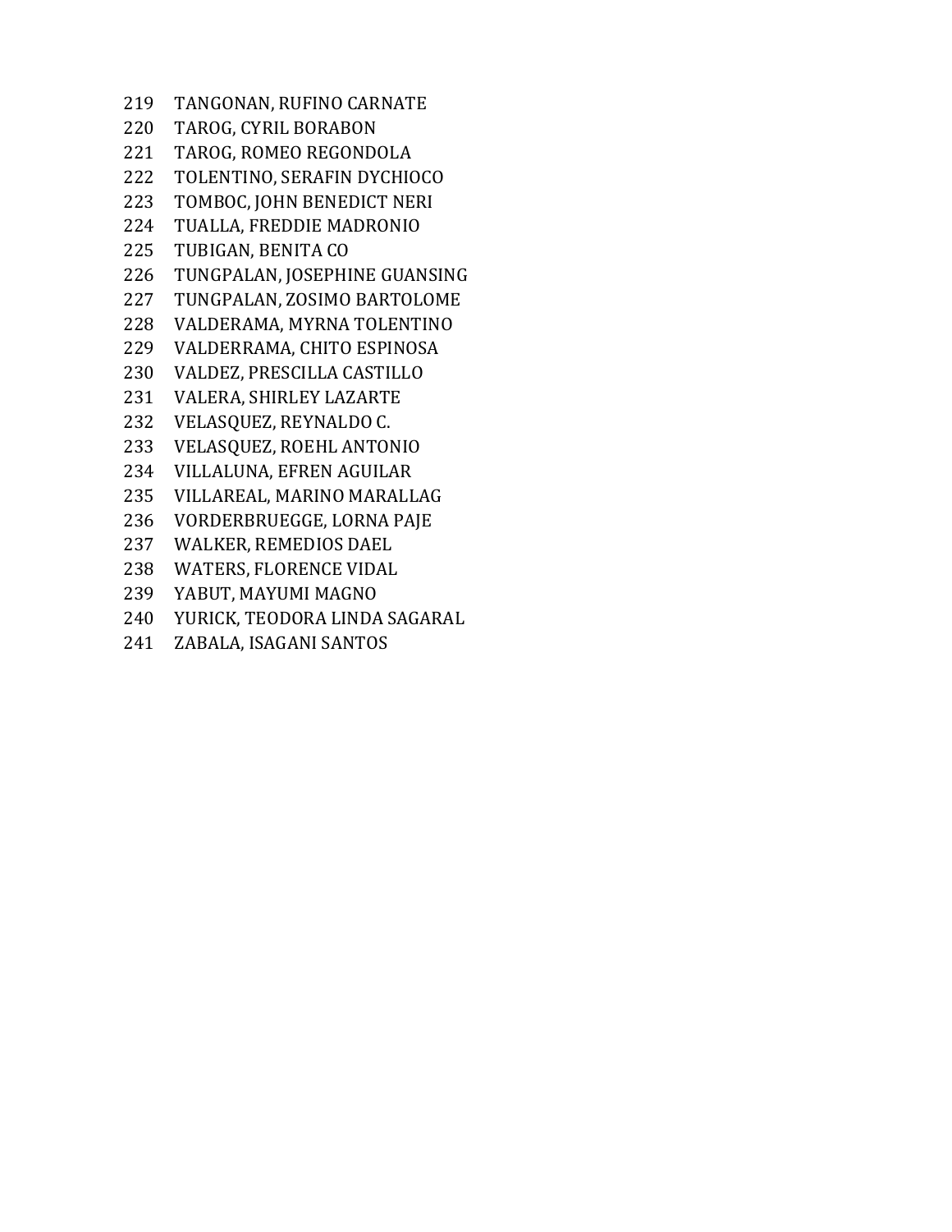219 TANGONAN, RUFINO CARNATE
220 TAROG, CYRIL BORABON
221 TAROG, ROMEO REGONDOLA
222 TOLENTINO, SERAFIN DYCHIOCO
223 TOMBOC, JOHN BENEDICT NERI
224 TUALLA, FREDDIE MADRONIO
225 TUBIGAN, BENITA CO
226 TUNGPALAN, JOSEPHINE GUANSING
227 TUNGPALAN, ZOSIMO BARTOLOME
228 VALDERAMA, MYRNA TOLENTINO
229 VALDERRAMA, CHITO ESPINOSA
230 VALDEZ, PRESCILLA CASTILLO
231 VALERA, SHIRLEY LAZARTE
232 VELASQUEZ, REYNALDO C.
233 VELASQUEZ, ROEHL ANTONIO
234 VILLALUNA, EFREN AGUILAR
235 VILLAREAL, MARINO MARALLAG
236 VORDERBRUEGGE, LORNA PAJE
237 WALKER, REMEDIOS DAEL
238 WATERS, FLORENCE VIDAL
239 YABUT, MAYUMI MAGNO
240 YURICK, TEODORA LINDA SAGARAL
241 ZABALA, ISAGANI SANTOS